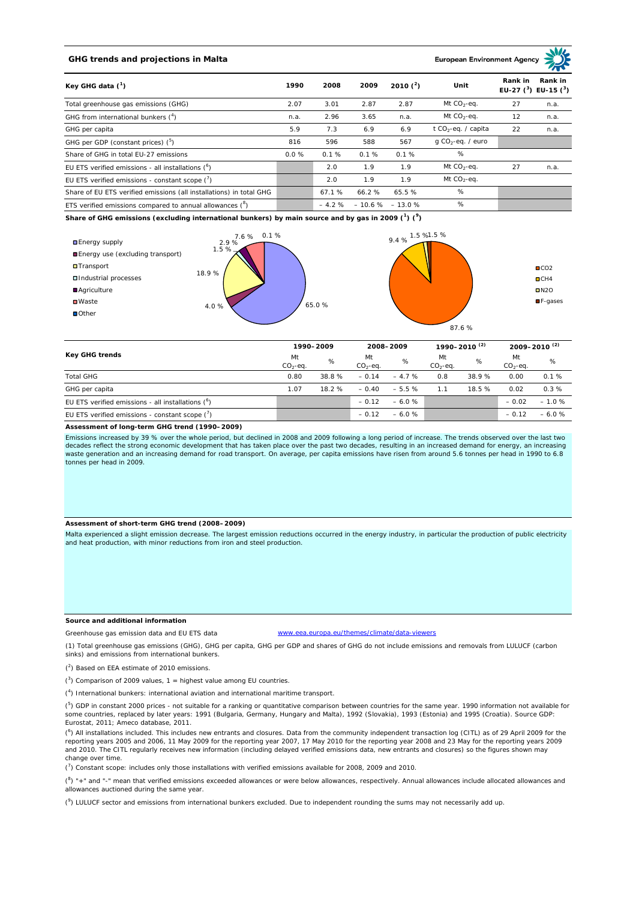## GHG trends and projections in Malta

European Environment Agency

| Key GHG data [1] | 1990 | 2008 | 2009 | 2010 [2] | Unit | Rank in EU-27 [3] | Rank in EU-15 [3] |
|---|---|---|---|---|---|---|---|
| Total greenhouse gas emissions (GHG) | 2.07 | 3.01 | 2.87 | 2.87 | Mt $CO_2$-eq. | 27 | n.a. |
| GHG from international bunkers [4] | n.a. | 2.96 | 3.65 | n.a. | Mt $CO_2$-eq. | 12 | n.a. |
| GHG per capita | 5.9 | 7.3 | 6.9 | 6.9 | t $CO_2$-eq. / capita | 22 | n.a. |
| GHG per GDP (constant prices) [5] | 816 | 596 | 588 | 567 | g $CO_2$-eq. / euro | | |
| Share of GHG in total EU-27 emissions | 0.0 % | 0.1 % | 0.1 % | 0.1 % | % | | |
| EU ETS verified emissions - all installations [6] | | 2.0 | 1.9 | 1.9 | Mt $CO_2$-eq. | 27 | n.a. |
| EU ETS verified emissions - constant scope [7] | | 2.0 | 1.9 | 1.9 | Mt $CO_2$-eq. | | |
| Share of EU ETS verified emissions (all installations) in total GHG | | 67.1 % | 66.2 % | 65.5 % | % | | |
| ETS verified emissions compared to annual allowances [8] | | – 4.2 % | – 10.6 % | – 13.0 % | % | | |

**Share of GHG emissions (excluding international bunkers) by main source and by gas in 2009 [1] [9]**

By main source: Energy supply 65.0 %; Energy use (excluding transport) 4.0 %; Transport 18.9 %; Industrial processes 1.5 %; Agriculture 2.9 %; Waste 7.6 %; Other 0.1 %

By gas: $CO_2$ 87.6 %; $CH_4$ 9.4 %; $N_2O$ 1.5 %; F-gases 1.5 %

| Key GHG trends | 1990–2009 | | 2008–2009 | | 1990–2010 [2] | | 2009–2010 [2] | |
|---|---|---|---|---|---|---|---|---|
| | Mt $CO_2$-eq. | % | Mt $CO_2$-eq. | % | Mt $CO_2$-eq. | % | Mt $CO_2$-eq. | % |
| Total GHG | 0.80 | 38.8 % | – 0.14 | – 4.7 % | 0.8 | 38.9 % | 0.00 | 0.1 % |
| GHG per capita | 1.07 | 18.2 % | – 0.40 | – 5.5 % | 1.1 | 18.5 % | 0.02 | 0.3 % |
| EU ETS verified emissions - all installations [6] | | | – 0.12 | – 6.0 % | | | – 0.02 | – 1.0 % |
| EU ETS verified emissions - constant scope [7] | | | – 0.12 | – 6.0 % | | | – 0.12 | – 6.0 % |

### Assessment of long-term GHG trend (1990–2009)

Emissions increased by 39 % over the whole period, but declined in 2008 and 2009 following a long period of increase. The trends observed over the last two decades reflect the strong economic development that has taken place over the past two decades, resulting in an increased demand for energy, an increasing waste generation and an increasing demand for road transport. On average, per capita emissions have risen from around 5.6 tonnes per head in 1990 to 6.8 tonnes per head in 2009.

### Assessment of short-term GHG trend (2008–2009)

Malta experienced a slight emission decrease. The largest emission reductions occurred in the energy industry, in particular the production of public electricity and heat production, with minor reductions from iron and steel production.

### Source and additional information

Greenhouse gas emission data and EU ETS data www.eea.europa.eu/themes/climate/data-viewers

(1) Total greenhouse gas emissions (GHG), GHG per capita, GHG per GDP and shares of GHG do not include emissions and removals from LULUCF (carbon sinks) and emissions from international bunkers.

(2) Based on EEA estimate of 2010 emissions.

(3) Comparison of 2009 values, 1 = highest value among EU countries.

(4) International bunkers: international aviation and international maritime transport.

(5) GDP in constant 2000 prices - not suitable for a ranking or quantitative comparison between countries for the same year. 1990 information not available for some countries, replaced by later years: 1991 (Bulgaria, Germany, Hungary and Malta), 1992 (Slovakia), 1993 (Estonia) and 1995 (Croatia). Source GDP: Eurostat, 2011; Ameco database, 2011.

(6) All installations included. This includes new entrants and closures. Data from the community independent transaction log (CITL) as of 29 April 2009 for the reporting years 2005 and 2006, 11 May 2009 for the reporting year 2007, 17 May 2010 for the reporting year 2008 and 23 May for the reporting years 2009 and 2010. The CITL regularly receives new information (including delayed verified emissions data, new entrants and closures) so the figures shown may change over time.

(7) Constant scope: includes only those installations with verified emissions available for 2008, 2009 and 2010.

(8) "+" and "-" mean that verified emissions exceeded allowances or were below allowances, respectively. Annual allowances include allocated allowances and allowances auctioned during the same year.

(9) LULUCF sector and emissions from international bunkers excluded. Due to independent rounding the sums may not necessarily add up.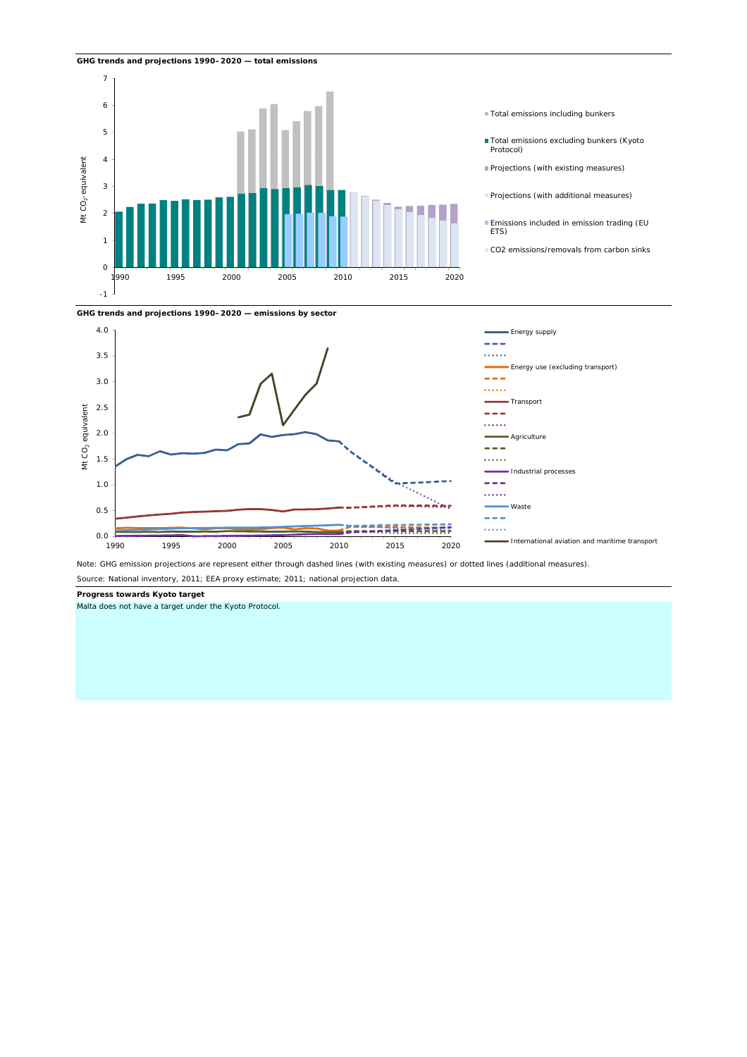**GHG trends and projections 1990–2020 — total emissions**

Mt $CO_2$-equivalent

7
6
5
4
3
2
1
0
-1

1990
1995
2000
2005
2010
2015
2020

Total emissions including bunkers

Total emissions excluding bunkers (Kyoto Protocol)

Projections (with existing measures)

Projections (with additional measures)

Emissions included in emission trading (EU ETS)

CO2 emissions/removals from carbon sinks

**GHG trends and projections 1990–2020 — emissions by sector**

Mt $CO_2$ equivalent

4.0
3.5
3.0
2.5
2.0
1.5
1.0
0.5
0.0

1990
1995
2000
2005
2010
2015
2020

Energy supply

Energy use (excluding transport)

Transport

Agriculture

Industrial processes

Waste

International aviation and maritime transport

Note: GHG emission projections are represent either through dashed lines (with existing measures) or dotted lines (additional measures).

Source: National inventory, 2011; EEA proxy estimate; 2011; national projection data.

**Progress towards Kyoto target**

Malta does not have a target under the Kyoto Protocol.